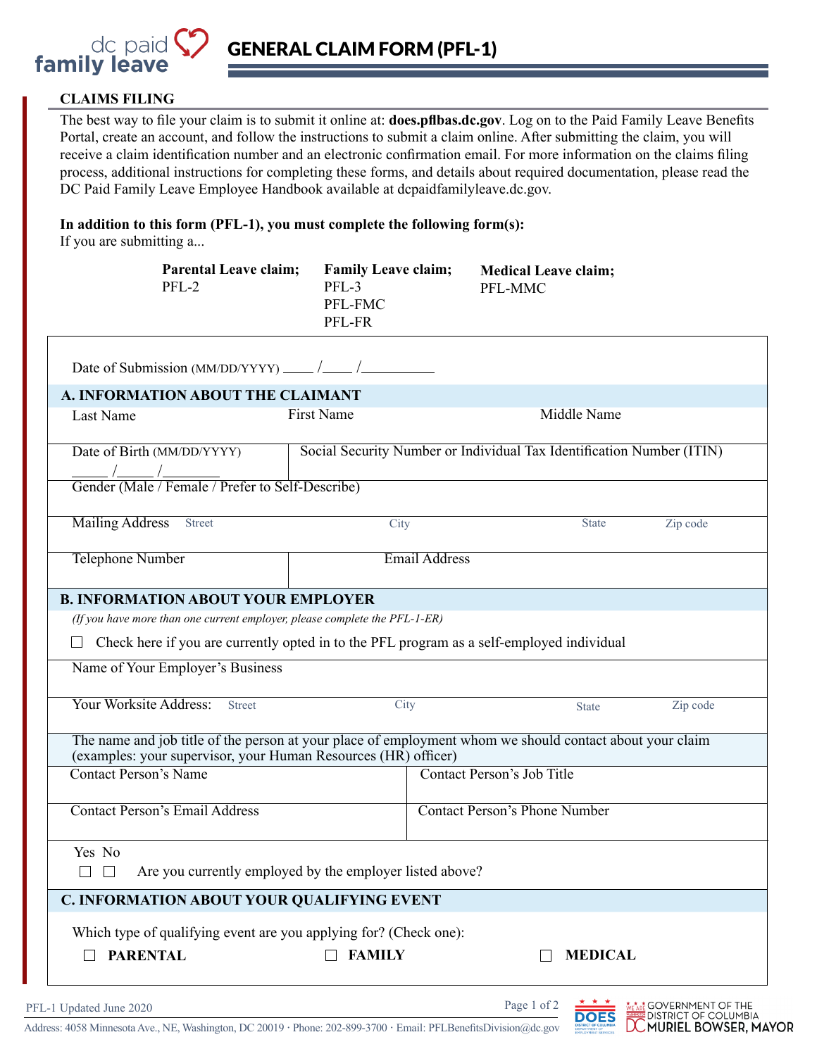# GENERAL CLAIM FORM (PFL-1)

dc paid family leave

### CLAIMS FILING

The best way to file your claim is to submit it online at: **does.pflbas.dc.gov**. Log on to the Paid Family Leave Benefits Portal, create an account, and follow the instructions to submit a claim online. After submitting the claim, you will receive a claim identification number and an electronic confirmation email. For more information on the claims filing process, additional instructions for completing these forms, and details about required documentation, please read the DC Paid Family Leave Employee Handbook available at dcpaidfamilyleave.dc.gov.

**In addition to this form (PFL-1), you must complete the following form(s):**
If you are submitting a...

| **Parental Leave claim;** | **Family Leave claim;** | **Medical Leave claim;** |
|---|---|---|
| PFL-2 | PFL-3<br>PFL-FMC<br>PFL-FR | PFL-MMC |

Date of Submission (MM/DD/YYYY) ____ /____ /__________

### A. INFORMATION ABOUT THE CLAIMANT

| Last Name | First Name | Middle Name |
|---|---|---|
| | | |

| Date of Birth (MM/DD/YYYY) _____ /_____ /_______ | Social Security Number or Individual Tax Identification Number (ITIN) |
|---|---|

Gender (Male / Female / Prefer to Self-Describe)

| Mailing Address Street | City | State | Zip code |
|---|---|---|---|
| | | | |

| Telephone Number | Email Address |
|---|---|
| | |

### B. INFORMATION ABOUT YOUR EMPLOYER

*(If you have more than one current employer, please complete the PFL-1-ER)*

☐ Check here if you are currently opted in to the PFL program as a self-employed individual

Name of Your Employer's Business

| Your Worksite Address: Street | City | State | Zip code |
|---|---|---|---|
| | | | |

The name and job title of the person at your place of employment whom we should contact about your claim (examples: your supervisor, your Human Resources (HR) officer)

| Contact Person's Name | Contact Person's Job Title |
|---|---|
| Contact Person's Email Address | Contact Person's Phone Number |

Yes No
☐ ☐ Are you currently employed by the employer listed above?

### C. INFORMATION ABOUT YOUR QUALIFYING EVENT

Which type of qualifying event are you applying for? (Check one):

☐ **PARENTAL** ☐ **FAMILY** ☐ **MEDICAL**

PFL-1 Updated June 2020

Address: 4058 Minnesota Ave., NE, Washington, DC 20019 · Phone: 202-899-3700 · Email: PFLBenefitsDivision@dc.gov

GOVERNMENT OF THE DISTRICT OF COLUMBIA
MURIEL BOWSER, MAYOR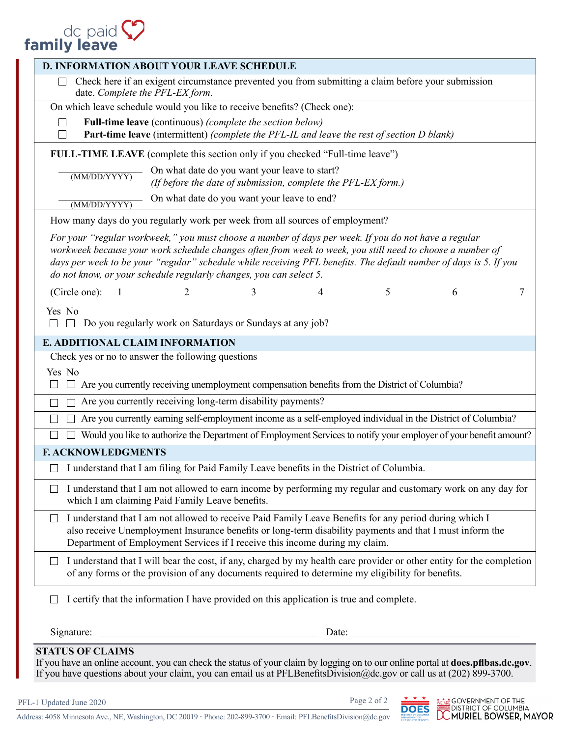dc paid family leave

## D. INFORMATION ABOUT YOUR LEAVE SCHEDULE

☐ Check here if an exigent circumstance prevented you from submitting a claim before your submission date. *Complete the PFL-EX form.*

On which leave schedule would you like to receive benefits? (Check one):

☐ **Full-time leave** (continuous) *(complete the section below)*
☐ **Part-time leave** (intermittent) *(complete the PFL-IL and leave the rest of section D blank)*

**FULL-TIME LEAVE** (complete this section only if you checked "Full-time leave")

________ (MM/DD/YYYY) On what date do you want your leave to start? *(If before the date of submission, complete the PFL-EX form.)*

________ (MM/DD/YYYY) On what date do you want your leave to end?

How many days do you regularly work per week from all sources of employment?

*For your "regular workweek," you must choose a number of days per week. If you do not have a regular workweek because your work schedule changes often from week to week, you still need to choose a number of days per week to be your "regular" schedule while receiving PFL benefits. The default number of days is 5. If you do not know, or your schedule regularly changes, you can select 5.*

(Circle one): 1 2 3 4 5 6 7

| Yes | No | |
|---|---|---|
| ☐ | ☐ | Do you regularly work on Saturdays or Sundays at any job? |

## E. ADDITIONAL CLAIM INFORMATION

Check yes or no to answer the following questions

| Yes | No | |
|---|---|---|
| ☐ | ☐ | Are you currently receiving unemployment compensation benefits from the District of Columbia? |
| ☐ | ☐ | Are you currently receiving long-term disability payments? |
| ☐ | ☐ | Are you currently earning self-employment income as a self-employed individual in the District of Columbia? |
| ☐ | ☐ | Would you like to authorize the Department of Employment Services to notify your employer of your benefit amount? |

## F. ACKNOWLEDGMENTS

☐ I understand that I am filing for Paid Family Leave benefits in the District of Columbia.

☐ I understand that I am not allowed to earn income by performing my regular and customary work on any day for which I am claiming Paid Family Leave benefits.

☐ I understand that I am not allowed to receive Paid Family Leave Benefits for any period during which I also receive Unemployment Insurance benefits or long-term disability payments and that I must inform the Department of Employment Services if I receive this income during my claim.

☐ I understand that I will bear the cost, if any, charged by my health care provider or other entity for the completion of any forms or the provision of any documents required to determine my eligibility for benefits.

☐ I certify that the information I have provided on this application is true and complete.

Signature: ______________________ Date: ______________________

**STATUS OF CLAIMS**

If you have an online account, you can check the status of your claim by logging on to our online portal at **does.pflbas.dc.gov**. If you have questions about your claim, you can email us at PFLBenefitsDivision@dc.gov or call us at (202) 899-3700.

PFL-1 Updated June 2020

Address: 4058 Minnesota Ave., NE, Washington, DC 20019 · Phone: 202-899-3700 · Email: PFLBenefitsDivision@dc.gov

DOES — GOVERNMENT OF THE DISTRICT OF COLUMBIA — MURIEL BOWSER, MAYOR